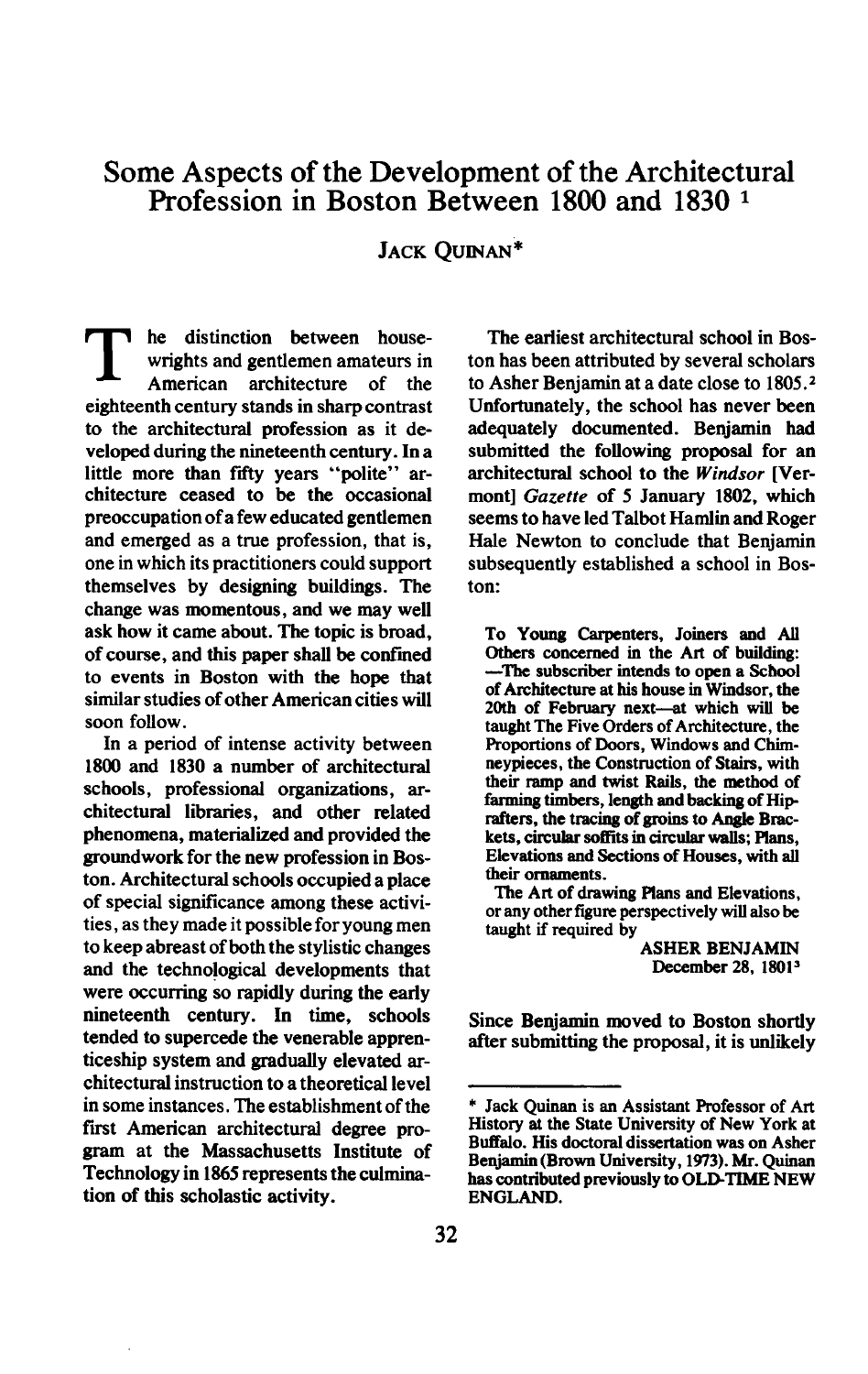# Some Aspects of the Development of the Architectural Profession in Boston Between 1800 and 1830 [1]

JACK QUINAN*

The distinction between housewrights and gentlemen amateurs in American architecture of the eighteenth century stands in sharp contrast to the architectural profession as it developed during the nineteenth century. In a little more than fifty years "polite" architecture ceased to be the occasional preoccupation of a few educated gentlemen and emerged as a true profession, that is, one in which its practitioners could support themselves by designing buildings. The change was momentous, and we may well ask how it came about. The topic is broad, of course, and this paper shall be confined to events in Boston with the hope that similar studies of other American cities will soon follow.

In a period of intense activity between 1800 and 1830 a number of architectural schools, professional organizations, architectural libraries, and other related phenomena, materialized and provided the groundwork for the new profession in Boston. Architectural schools occupied a place of special significance among these activities, as they made it possible for young men to keep abreast of both the stylistic changes and the technological developments that were occurring so rapidly during the early nineteenth century. In time, schools tended to supercede the venerable apprenticeship system and gradually elevated architectural instruction to a theoretical level in some instances. The establishment of the first American architectural degree program at the Massachusetts Institute of Technology in 1865 represents the culmination of this scholastic activity.

The earliest architectural school in Boston has been attributed by several scholars to Asher Benjamin at a date close to 1805.[2] Unfortunately, the school has never been adequately documented. Benjamin had submitted the following proposal for an architectural school to the *Windsor* [Vermont] *Gazette* of 5 January 1802, which seems to have led Talbot Hamlin and Roger Hale Newton to conclude that Benjamin subsequently established a school in Boston:

> **To Young Carpenters, Joiners and All Others concerned in the Art of building: —The subscriber intends to open a School of Architecture at his house in Windsor, the 20th of February next—at which will be taught The Five Orders of Architecture, the Proportions of Doors, Windows and Chimneypieces, the Construction of Stairs, with their ramp and twist Rails, the method of farming timbers, length and backing of Hiprafters, the tracing of groins to Angle Brackets, circular soffits in circular walls; Plans, Elevations and Sections of Houses, with all their ornaments.**
>
> **The Art of drawing Plans and Elevations, or any other figure perspectively will also be taught if required by**
>
> **ASHER BENJAMIN**
> **December 28, 1801[3]**

Since Benjamin moved to Boston shortly after submitting the proposal, it is unlikely

---

\* Jack Quinan is an Assistant Professor of Art History at the State University of New York at Buffalo. His doctoral dissertation was on Asher Benjamin (Brown University, 1973). Mr. Quinan has contributed previously to OLD-TIME NEW ENGLAND.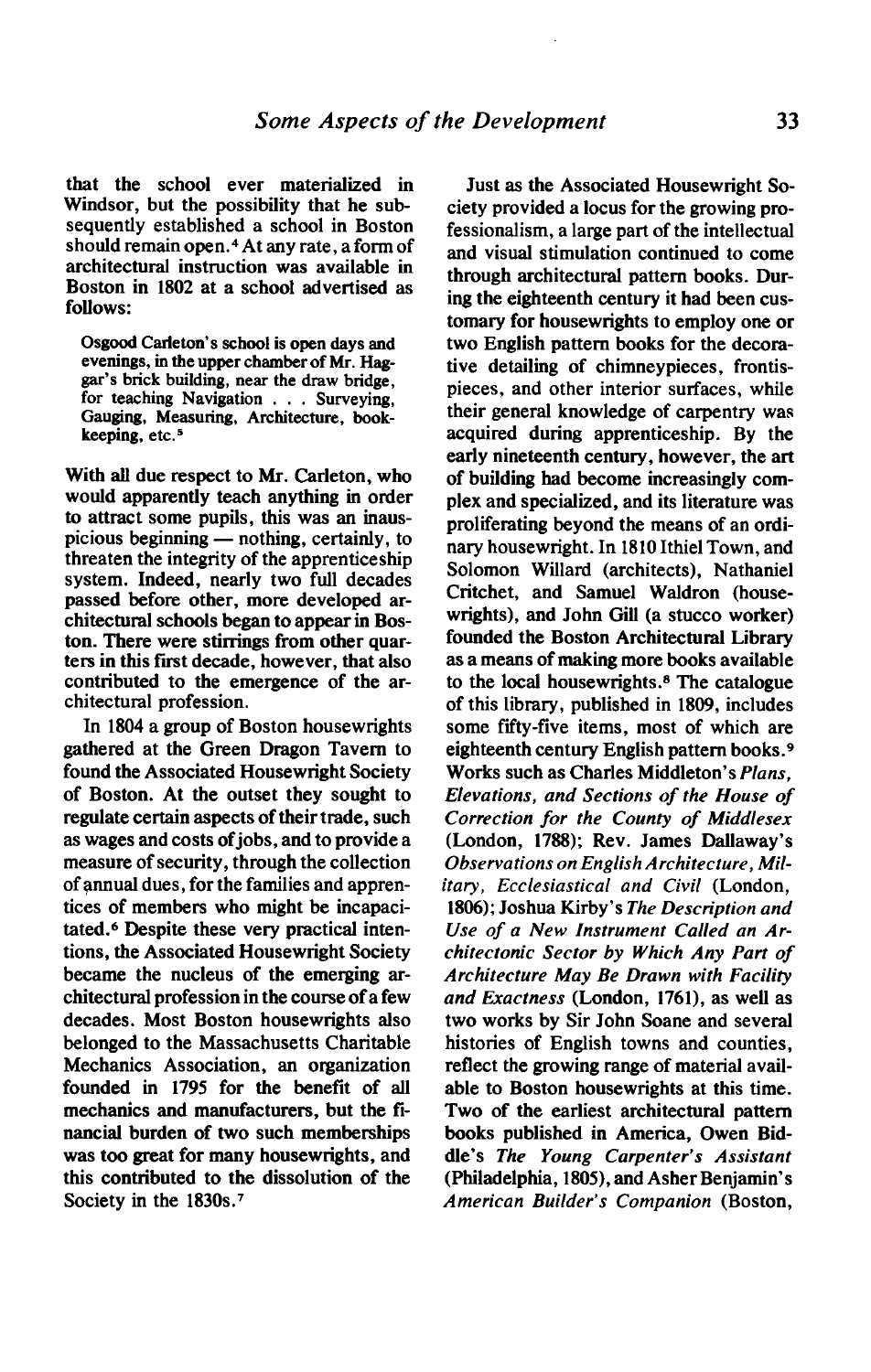that the school ever materialized in Windsor, but the possibility that he subsequently established a school in Boston should remain open.[4] At any rate, a form of architectural instruction was available in Boston in 1802 at a school advertised as follows:

> Osgood Carleton's school is open days and evenings, in the upper chamber of Mr. Haggar's brick building, near the draw bridge, for teaching Navigation . . . Surveying, Gauging, Measuring, Architecture, book-keeping, etc.[5]

With all due respect to Mr. Carleton, who would apparently teach anything in order to attract some pupils, this was an inauspicious beginning — nothing, certainly, to threaten the integrity of the apprenticeship system. Indeed, nearly two full decades passed before other, more developed architectural schools began to appear in Boston. There were stirrings from other quarters in this first decade, however, that also contributed to the emergence of the architectural profession.

In 1804 a group of Boston housewrights gathered at the Green Dragon Tavern to found the Associated Housewright Society of Boston. At the outset they sought to regulate certain aspects of their trade, such as wages and costs of jobs, and to provide a measure of security, through the collection of annual dues, for the families and apprentices of members who might be incapacitated.[6] Despite these very practical intentions, the Associated Housewright Society became the nucleus of the emerging architectural profession in the course of a few decades. Most Boston housewrights also belonged to the Massachusetts Charitable Mechanics Association, an organization founded in 1795 for the benefit of all mechanics and manufacturers, but the financial burden of two such memberships was too great for many housewrights, and this contributed to the dissolution of the Society in the 1830s.[7]

Just as the Associated Housewright Society provided a locus for the growing professionalism, a large part of the intellectual and visual stimulation continued to come through architectural pattern books. During the eighteenth century it had been customary for housewrights to employ one or two English pattern books for the decorative detailing of chimneypieces, frontispieces, and other interior surfaces, while their general knowledge of carpentry was acquired during apprenticeship. By the early nineteenth century, however, the art of building had become increasingly complex and specialized, and its literature was proliferating beyond the means of an ordinary housewright. In 1810 Ithiel Town, and Solomon Willard (architects), Nathaniel Critchet, and Samuel Waldron (housewrights), and John Gill (a stucco worker) founded the Boston Architectural Library as a means of making more books available to the local housewrights.[8] The catalogue of this library, published in 1809, includes some fifty-five items, most of which are eighteenth century English pattern books.[9] Works such as Charles Middleton's *Plans, Elevations, and Sections of the House of Correction for the County of Middlesex* (London, 1788); Rev. James Dallaway's *Observations on English Architecture, Military, Ecclesiastical and Civil* (London, 1806); Joshua Kirby's *The Description and Use of a New Instrument Called an Architectonic Sector by Which Any Part of Architecture May Be Drawn with Facility and Exactness* (London, 1761), as well as two works by Sir John Soane and several histories of English towns and counties, reflect the growing range of material available to Boston housewrights at this time. Two of the earliest architectural pattern books published in America, Owen Biddle's *The Young Carpenter's Assistant* (Philadelphia, 1805), and Asher Benjamin's *American Builder's Companion* (Boston,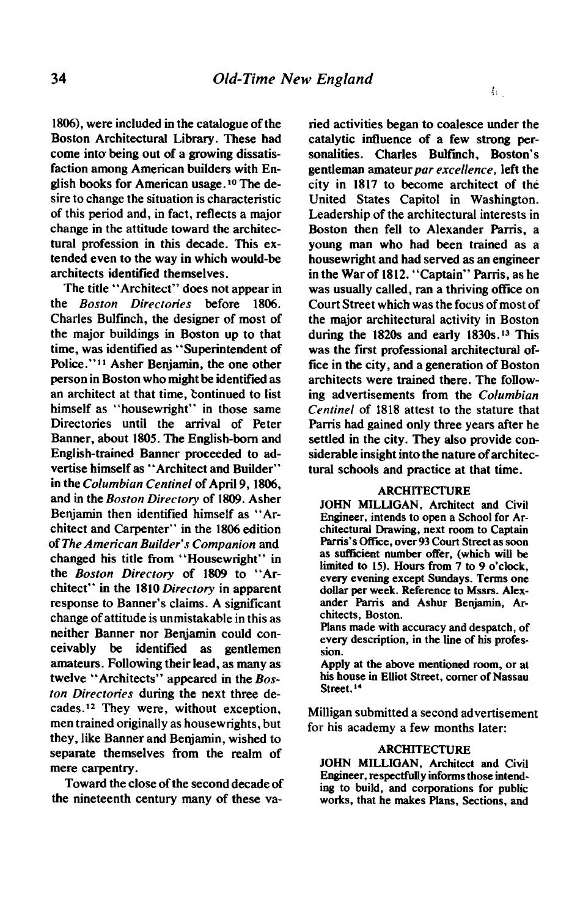1806), were included in the catalogue of the Boston Architectural Library. These had come into being out of a growing dissatisfaction among American builders with English books for American usage.[10] The desire to change the situation is characteristic of this period and, in fact, reflects a major change in the attitude toward the architectural profession in this decade. This extended even to the way in which would-be architects identified themselves.

The title "Architect" does not appear in the *Boston Directories* before 1806. Charles Bulfinch, the designer of most of the major buildings in Boston up to that time, was identified as "Superintendent of Police."[11] Asher Benjamin, the one other person in Boston who might be identified as an architect at that time, continued to list himself as "housewright" in those same Directories until the arrival of Peter Banner, about 1805. The English-born and English-trained Banner proceeded to advertise himself as "Architect and Builder" in the *Columbian Centinel* of April 9, 1806, and in the *Boston Directory* of 1809. Asher Benjamin then identified himself as "Architect and Carpenter" in the 1806 edition of *The American Builder's Companion* and changed his title from "Housewright" in the *Boston Directory* of 1809 to "Architect" in the 1810 *Directory* in apparent response to Banner's claims. A significant change of attitude is unmistakable in this as neither Banner nor Benjamin could conceivably be identified as gentlemen amateurs. Following their lead, as many as twelve "Architects" appeared in the *Boston Directories* during the next three decades.[12] They were, without exception, men trained originally as housewrights, but they, like Banner and Benjamin, wished to separate themselves from the realm of mere carpentry.

Toward the close of the second decade of the nineteenth century many of these varied activities began to coalesce under the catalytic influence of a few strong personalities. Charles Bulfinch, Boston's gentleman amateur *par excellence*, left the city in 1817 to become architect of the United States Capitol in Washington. Leadership of the architectural interests in Boston then fell to Alexander Parris, a young man who had been trained as a housewright and had served as an engineer in the War of 1812. "Captain" Parris, as he was usually called, ran a thriving office on Court Street which was the focus of most of the major architectural activity in Boston during the 1820s and early 1830s.[13] This was the first professional architectural office in the city, and a generation of Boston architects were trained there. The following advertisements from the *Columbian Centinel* of 1818 attest to the stature that Parris had gained only three years after he settled in the city. They also provide considerable insight into the nature of architectural schools and practice at that time.

> **ARCHITECTURE**
>
> **JOHN MILLIGAN, Architect and Civil Engineer, intends to open a School for Architectural Drawing, next room to Captain Parris's Office, over 93 Court Street as soon as sufficient number offer, (which will be limited to 15). Hours from 7 to 9 o'clock, every evening except Sundays. Terms one dollar per week. Reference to Mssrs. Alexander Parris and Ashur Benjamin, Architects, Boston.**
>
> **Plans made with accuracy and despatch, of every description, in the line of his profession.**
>
> **Apply at the above mentioned room, or at his house in Elliot Street, corner of Nassau Street.[14]**

Milligan submitted a second advertisement for his academy a few months later:

> **ARCHITECTURE**
>
> **JOHN MILLIGAN, Architect and Civil Engineer, respectfully informs those intending to build, and corporations for public works, that he makes Plans, Sections, and**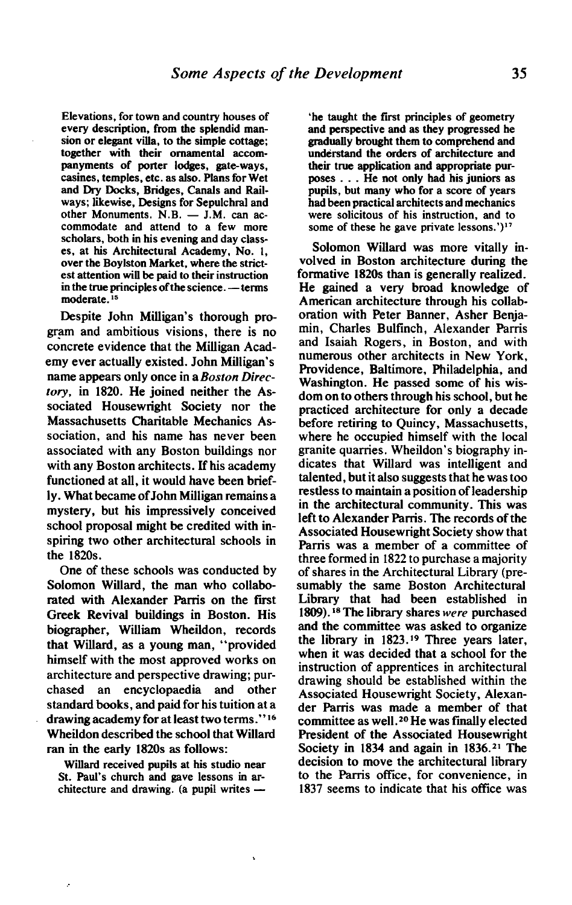Elevations, for town and country houses of every description, from the splendid mansion or elegant villa, to the simple cottage; together with their ornamental accompanyments of porter lodges, gate-ways, casines, temples, etc. as also. Plans for Wet and Dry Docks, Bridges, Canals and Railways; likewise, Designs for Sepulchral and other Monuments. N.B. — J.M. can accommodate and attend to a few more scholars, both in his evening and day classes, at his Architectural Academy, No. 1, over the Boylston Market, where the strictest attention will be paid to their instruction in the true principles of the science. — terms moderate.[15]

Despite John Milligan's thorough program and ambitious visions, there is no concrete evidence that the Milligan Academy ever actually existed. John Milligan's name appears only once in a *Boston Directory*, in 1820. He joined neither the Associated Housewright Society nor the Massachusetts Charitable Mechanics Association, and his name has never been associated with any Boston buildings nor with any Boston architects. If his academy functioned at all, it would have been briefly. What became of John Milligan remains a mystery, but his impressively conceived school proposal might be credited with inspiring two other architectural schools in the 1820s.

One of these schools was conducted by Solomon Willard, the man who collaborated with Alexander Parris on the first Greek Revival buildings in Boston. His biographer, William Wheildon, records that Willard, as a young man, "provided himself with the most approved works on architecture and perspective drawing; purchased an encyclopaedia and other standard books, and paid for his tuition at a drawing academy for at least two terms."[16] Wheildon described the school that Willard ran in the early 1820s as follows:

Willard received pupils at his studio near St. Paul's church and gave lessons in architecture and drawing. (a pupil writes — 'he taught the first principles of geometry and perspective and as they progressed he gradually brought them to comprehend and understand the orders of architecture and their true application and appropriate purposes . . . He not only had his juniors as pupils, but many who for a score of years had been practical architects and mechanics were solicitous of his instruction, and to some of these he gave private lessons.')[17]

Solomon Willard was more vitally involved in Boston architecture during the formative 1820s than is generally realized. He gained a very broad knowledge of American architecture through his collaboration with Peter Banner, Asher Benjamin, Charles Bulfinch, Alexander Parris and Isaiah Rogers, in Boston, and with numerous other architects in New York, Providence, Baltimore, Philadelphia, and Washington. He passed some of his wisdom on to others through his school, but he practiced architecture for only a decade before retiring to Quincy, Massachusetts, where he occupied himself with the local granite quarries. Wheildon's biography indicates that Willard was intelligent and talented, but it also suggests that he was too restless to maintain a position of leadership in the architectural community. This was left to Alexander Parris. The records of the Associated Housewright Society show that Parris was a member of a committee of three formed in 1822 to purchase a majority of shares in the Architectural Library (presumably the same Boston Architectural Library that had been established in 1809).[18] The library shares *were* purchased and the committee was asked to organize the library in 1823.[19] Three years later, when it was decided that a school for the instruction of apprentices in architectural drawing should be established within the Associated Housewright Society, Alexander Parris was made a member of that committee as well.[20] He was finally elected President of the Associated Housewright Society in 1834 and again in 1836.[21] The decision to move the architectural library to the Parris office, for convenience, in 1837 seems to indicate that his office was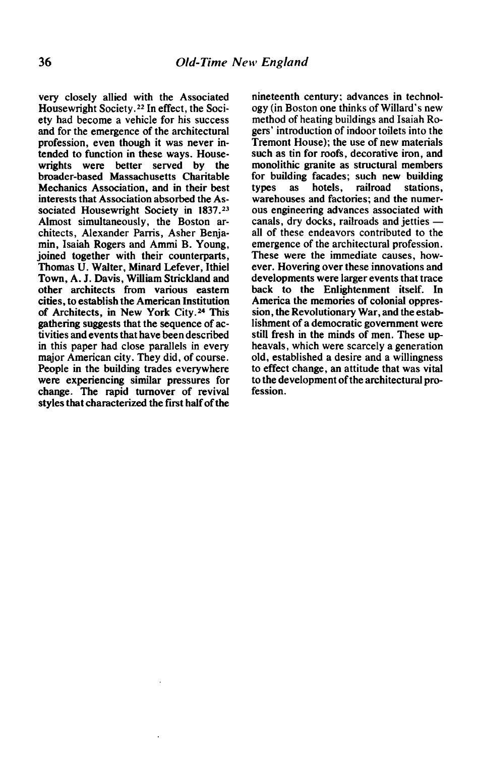very closely allied with the Associated Housewright Society.[22] In effect, the Society had become a vehicle for his success and for the emergence of the architectural profession, even though it was never intended to function in these ways. Housewrights were better served by the broader-based Massachusetts Charitable Mechanics Association, and in their best interests that Association absorbed the Associated Housewright Society in 1837.[23] Almost simultaneously, the Boston architects, Alexander Parris, Asher Benjamin, Isaiah Rogers and Ammi B. Young, joined together with their counterparts, Thomas U. Walter, Minard Lefever, Ithiel Town, A. J. Davis, William Strickland and other architects from various eastern cities, to establish the American Institution of Architects, in New York City.[24] This gathering suggests that the sequence of activities and events that have been described in this paper had close parallels in every major American city. They did, of course. People in the building trades everywhere were experiencing similar pressures for change. The rapid turnover of revival styles that characterized the first half of the nineteenth century; advances in technology (in Boston one thinks of Willard's new method of heating buildings and Isaiah Rogers' introduction of indoor toilets into the Tremont House); the use of new materials such as tin for roofs, decorative iron, and monolithic granite as structural members for building facades; such new building types as hotels, railroad stations, warehouses and factories; and the numerous engineering advances associated with canals, dry docks, railroads and jetties — all of these endeavors contributed to the emergence of the architectural profession. These were the immediate causes, however. Hovering over these innovations and developments were larger events that trace back to the Enlightenment itself. In America the memories of colonial oppression, the Revolutionary War, and the establishment of a democratic government were still fresh in the minds of men. These upheavals, which were scarcely a generation old, established a desire and a willingness to effect change, an attitude that was vital to the development of the architectural profession.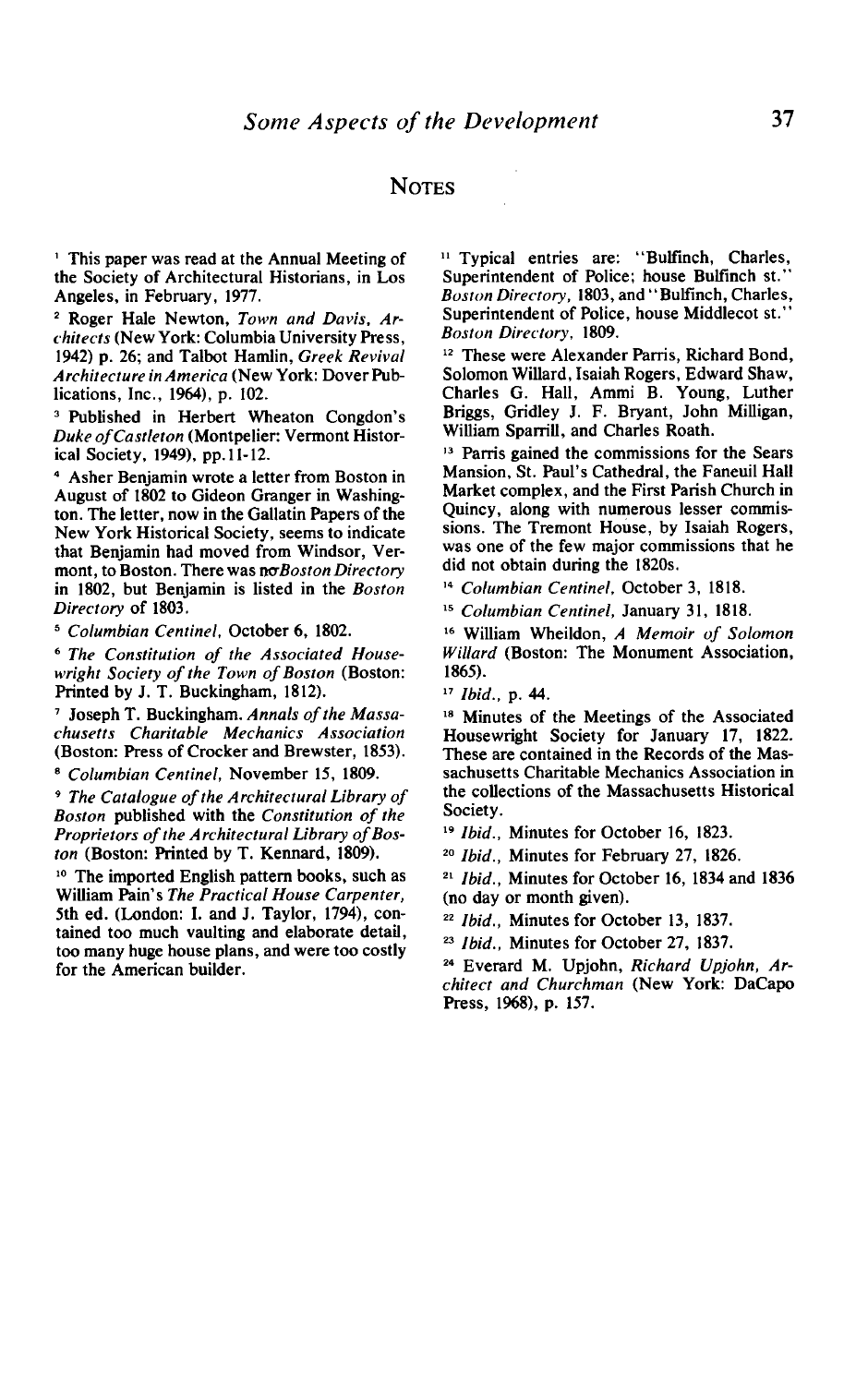## Notes

[1] This paper was read at the Annual Meeting of the Society of Architectural Historians, in Los Angeles, in February, 1977.

[2] Roger Hale Newton, *Town and Davis, Architects* (New York: Columbia University Press, 1942) p. 26; and Talbot Hamlin, *Greek Revival Architecture in America* (New York: Dover Publications, Inc., 1964), p. 102.

[3] Published in Herbert Wheaton Congdon's *Duke of Castleton* (Montpelier: Vermont Historical Society, 1949), pp. 11-12.

[4] Asher Benjamin wrote a letter from Boston in August of 1802 to Gideon Granger in Washington. The letter, now in the Gallatin Papers of the New York Historical Society, seems to indicate that Benjamin had moved from Windsor, Vermont, to Boston. There was no *Boston Directory* in 1802, but Benjamin is listed in the *Boston Directory* of 1803.

[5] *Columbian Centinel*, October 6, 1802.

[6] *The Constitution of the Associated Housewright Society of the Town of Boston* (Boston: Printed by J. T. Buckingham, 1812).

[7] Joseph T. Buckingham. *Annals of the Massachusetts Charitable Mechanics Association* (Boston: Press of Crocker and Brewster, 1853).

[8] *Columbian Centinel*, November 15, 1809.

[9] *The Catalogue of the Architectural Library of Boston* published with the *Constitution of the Proprietors of the Architectural Library of Boston* (Boston: Printed by T. Kennard, 1809).

[10] The imported English pattern books, such as William Pain's *The Practical House Carpenter*, 5th ed. (London: I. and J. Taylor, 1794), contained too much vaulting and elaborate detail, too many huge house plans, and were too costly for the American builder.

[11] Typical entries are: "Bulfinch, Charles, Superintendent of Police; house Bulfinch st." *Boston Directory*, 1803, and "Bulfinch, Charles, Superintendent of Police, house Middlecot st." *Boston Directory*, 1809.

[12] These were Alexander Parris, Richard Bond, Solomon Willard, Isaiah Rogers, Edward Shaw, Charles G. Hall, Ammi B. Young, Luther Briggs, Gridley J. F. Bryant, John Milligan, William Sparrill, and Charles Roath.

[13] Parris gained the commissions for the Sears Mansion, St. Paul's Cathedral, the Faneuil Hall Market complex, and the First Parish Church in Quincy, along with numerous lesser commissions. The Tremont House, by Isaiah Rogers, was one of the few major commissions that he did not obtain during the 1820s.

[14] *Columbian Centinel*, October 3, 1818.

[15] *Columbian Centinel*, January 31, 1818.

[16] William Wheildon, *A Memoir of Solomon Willard* (Boston: The Monument Association, 1865).

[17] *Ibid.*, p. 44.

[18] Minutes of the Meetings of the Associated Housewright Society for January 17, 1822. These are contained in the Records of the Massachusetts Charitable Mechanics Association in the collections of the Massachusetts Historical Society.

[19] *Ibid.*, Minutes for October 16, 1823.

[20] *Ibid.*, Minutes for February 27, 1826.

[21] *Ibid.*, Minutes for October 16, 1834 and 1836 (no day or month given).

[22] *Ibid.*, Minutes for October 13, 1837.

[23] *Ibid.*, Minutes for October 27, 1837.

[24] Everard M. Upjohn, *Richard Upjohn, Architect and Churchman* (New York: DaCapo Press, 1968), p. 157.